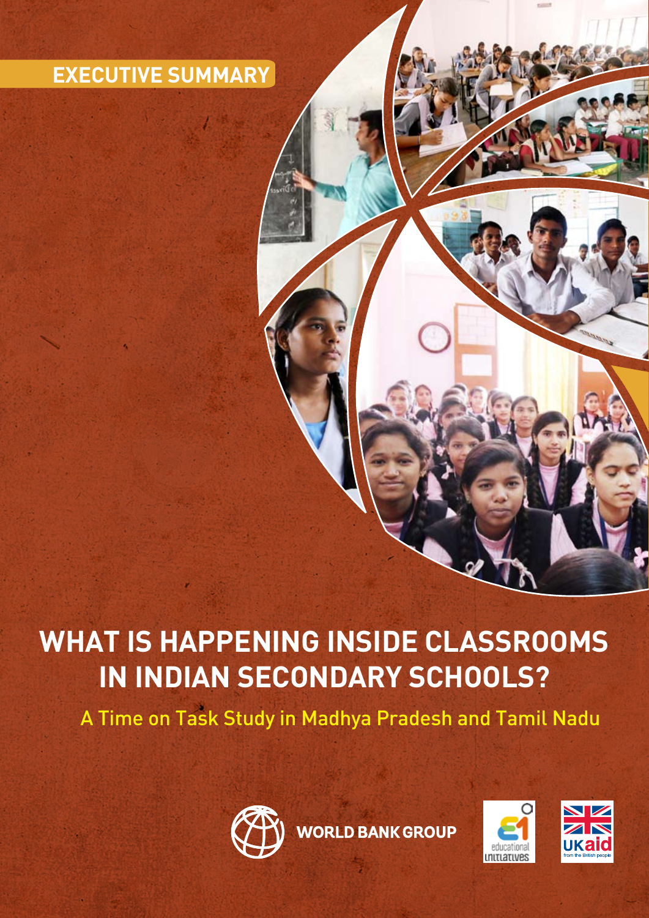EXECUTIVE SUMMARY

# WHAT IS HAPPENING INSIDE CLASSROOMS IN INDIAN SECONDARY SCHOOLS?

## A Time on Task Study in Madhya Pradesh and Tamil Nadu

WORLD BANK GROUP

educational initiatives

UKaid from the British people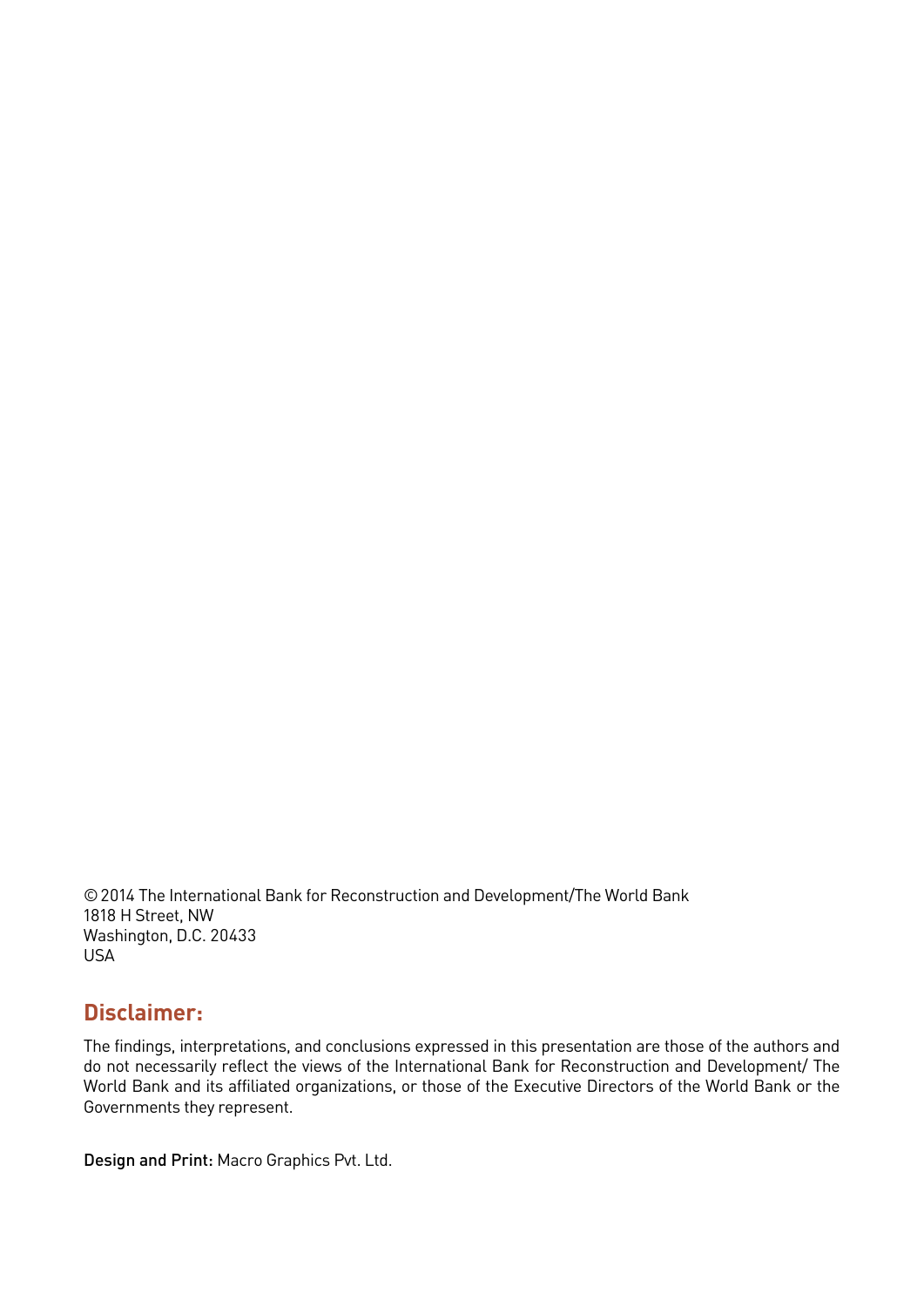© 2014 The International Bank for Reconstruction and Development/The World Bank
1818 H Street, NW
Washington, D.C. 20433
USA

## Disclaimer:

The findings, interpretations, and conclusions expressed in this presentation are those of the authors and do not necessarily reflect the views of the International Bank for Reconstruction and Development/ The World Bank and its affiliated organizations, or those of the Executive Directors of the World Bank or the Governments they represent.

**Design and Print:** Macro Graphics Pvt. Ltd.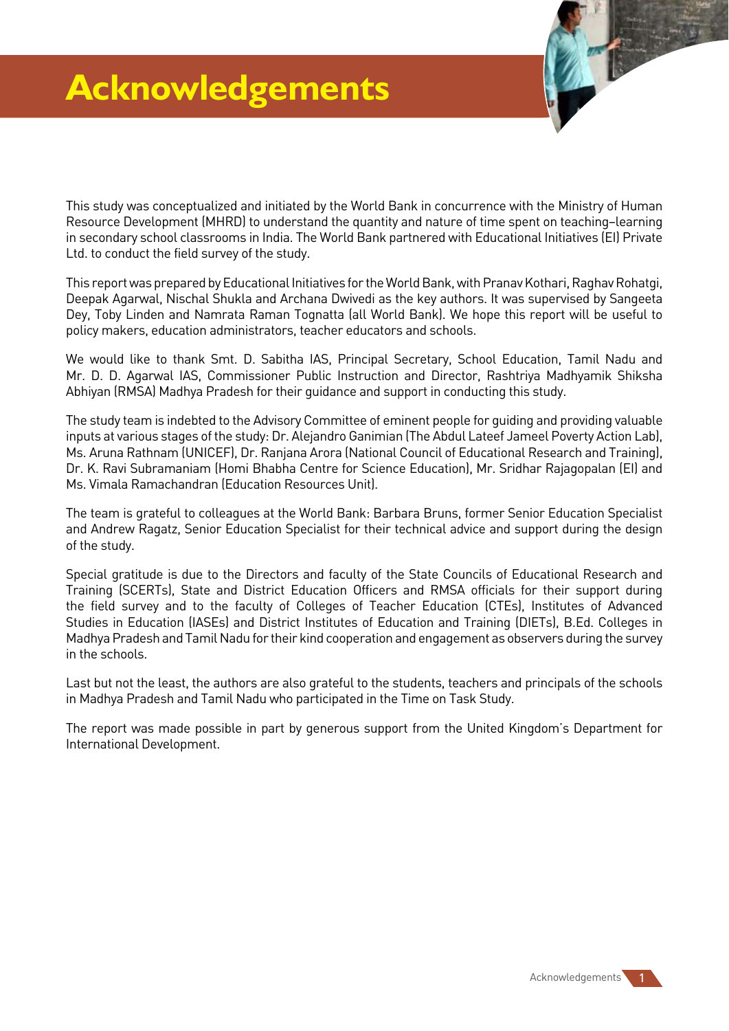# Acknowledgements

This study was conceptualized and initiated by the World Bank in concurrence with the Ministry of Human Resource Development (MHRD) to understand the quantity and nature of time spent on teaching–learning in secondary school classrooms in India. The World Bank partnered with Educational Initiatives (EI) Private Ltd. to conduct the field survey of the study.

This report was prepared by Educational Initiatives for the World Bank, with Pranav Kothari, Raghav Rohatgi, Deepak Agarwal, Nischal Shukla and Archana Dwivedi as the key authors. It was supervised by Sangeeta Dey, Toby Linden and Namrata Raman Tognatta (all World Bank). We hope this report will be useful to policy makers, education administrators, teacher educators and schools.

We would like to thank Smt. D. Sabitha IAS, Principal Secretary, School Education, Tamil Nadu and Mr. D. D. Agarwal IAS, Commissioner Public Instruction and Director, Rashtriya Madhyamik Shiksha Abhiyan (RMSA) Madhya Pradesh for their guidance and support in conducting this study.

The study team is indebted to the Advisory Committee of eminent people for guiding and providing valuable inputs at various stages of the study: Dr. Alejandro Ganimian (The Abdul Lateef Jameel Poverty Action Lab), Ms. Aruna Rathnam (UNICEF), Dr. Ranjana Arora (National Council of Educational Research and Training), Dr. K. Ravi Subramaniam (Homi Bhabha Centre for Science Education), Mr. Sridhar Rajagopalan (EI) and Ms. Vimala Ramachandran (Education Resources Unit).

The team is grateful to colleagues at the World Bank: Barbara Bruns, former Senior Education Specialist and Andrew Ragatz, Senior Education Specialist for their technical advice and support during the design of the study.

Special gratitude is due to the Directors and faculty of the State Councils of Educational Research and Training (SCERTs), State and District Education Officers and RMSA officials for their support during the field survey and to the faculty of Colleges of Teacher Education (CTEs), Institutes of Advanced Studies in Education (IASEs) and District Institutes of Education and Training (DIETs), B.Ed. Colleges in Madhya Pradesh and Tamil Nadu for their kind cooperation and engagement as observers during the survey in the schools.

Last but not the least, the authors are also grateful to the students, teachers and principals of the schools in Madhya Pradesh and Tamil Nadu who participated in the Time on Task Study.

The report was made possible in part by generous support from the United Kingdom's Department for International Development.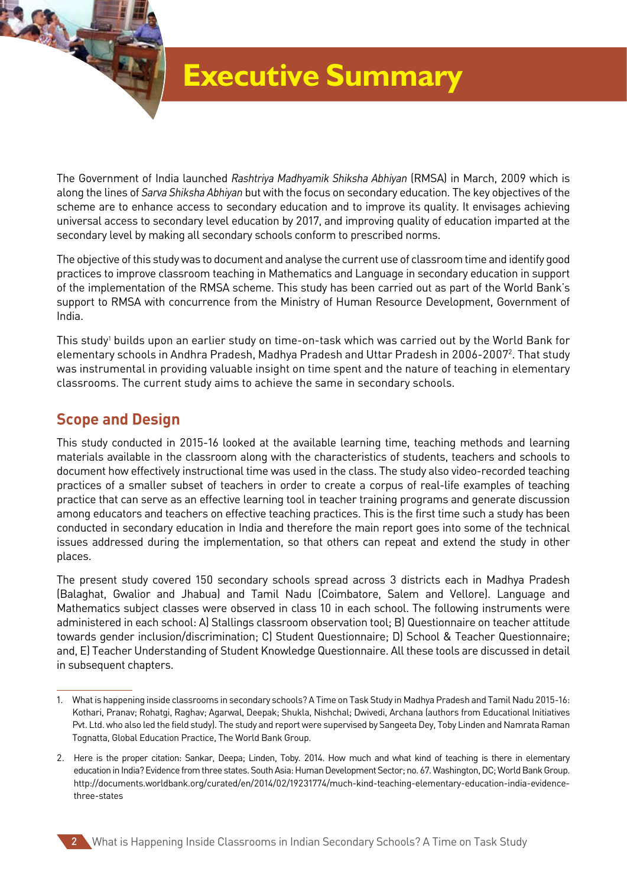# Executive Summary

The Government of India launched *Rashtriya Madhyamik Shiksha Abhiyan* (RMSA) in March, 2009 which is along the lines of *Sarva Shiksha Abhiyan* but with the focus on secondary education. The key objectives of the scheme are to enhance access to secondary education and to improve its quality. It envisages achieving universal access to secondary level education by 2017, and improving quality of education imparted at the secondary level by making all secondary schools conform to prescribed norms.

The objective of this study was to document and analyse the current use of classroom time and identify good practices to improve classroom teaching in Mathematics and Language in secondary education in support of the implementation of the RMSA scheme. This study has been carried out as part of the World Bank's support to RMSA with concurrence from the Ministry of Human Resource Development, Government of India.

This study[1] builds upon an earlier study on time-on-task which was carried out by the World Bank for elementary schools in Andhra Pradesh, Madhya Pradesh and Uttar Pradesh in 2006-2007[2]. That study was instrumental in providing valuable insight on time spent and the nature of teaching in elementary classrooms. The current study aims to achieve the same in secondary schools.

## Scope and Design

This study conducted in 2015-16 looked at the available learning time, teaching methods and learning materials available in the classroom along with the characteristics of students, teachers and schools to document how effectively instructional time was used in the class. The study also video-recorded teaching practices of a smaller subset of teachers in order to create a corpus of real-life examples of teaching practice that can serve as an effective learning tool in teacher training programs and generate discussion among educators and teachers on effective teaching practices. This is the first time such a study has been conducted in secondary education in India and therefore the main report goes into some of the technical issues addressed during the implementation, so that others can repeat and extend the study in other places.

The present study covered 150 secondary schools spread across 3 districts each in Madhya Pradesh (Balaghat, Gwalior and Jhabua) and Tamil Nadu (Coimbatore, Salem and Vellore). Language and Mathematics subject classes were observed in class 10 in each school. The following instruments were administered in each school: A) Stallings classroom observation tool; B) Questionnaire on teacher attitude towards gender inclusion/discrimination; C) Student Questionnaire; D) School & Teacher Questionnaire; and, E) Teacher Understanding of Student Knowledge Questionnaire. All these tools are discussed in detail in subsequent chapters.

---

1. What is happening inside classrooms in secondary schools? A Time on Task Study in Madhya Pradesh and Tamil Nadu 2015-16: Kothari, Pranav; Rohatgi, Raghav; Agarwal, Deepak; Shukla, Nishchal; Dwivedi, Archana (authors from Educational Initiatives Pvt. Ltd. who also led the field study). The study and report were supervised by Sangeeta Dey, Toby Linden and Namrata Raman Tognatta, Global Education Practice, The World Bank Group.

2. Here is the proper citation: Sankar, Deepa; Linden, Toby. 2014. How much and what kind of teaching is there in elementary education in India? Evidence from three states. South Asia: Human Development Sector; no. 67. Washington, DC; World Bank Group. http://documents.worldbank.org/curated/en/2014/02/19231774/much-kind-teaching-elementary-education-india-evidence-three-states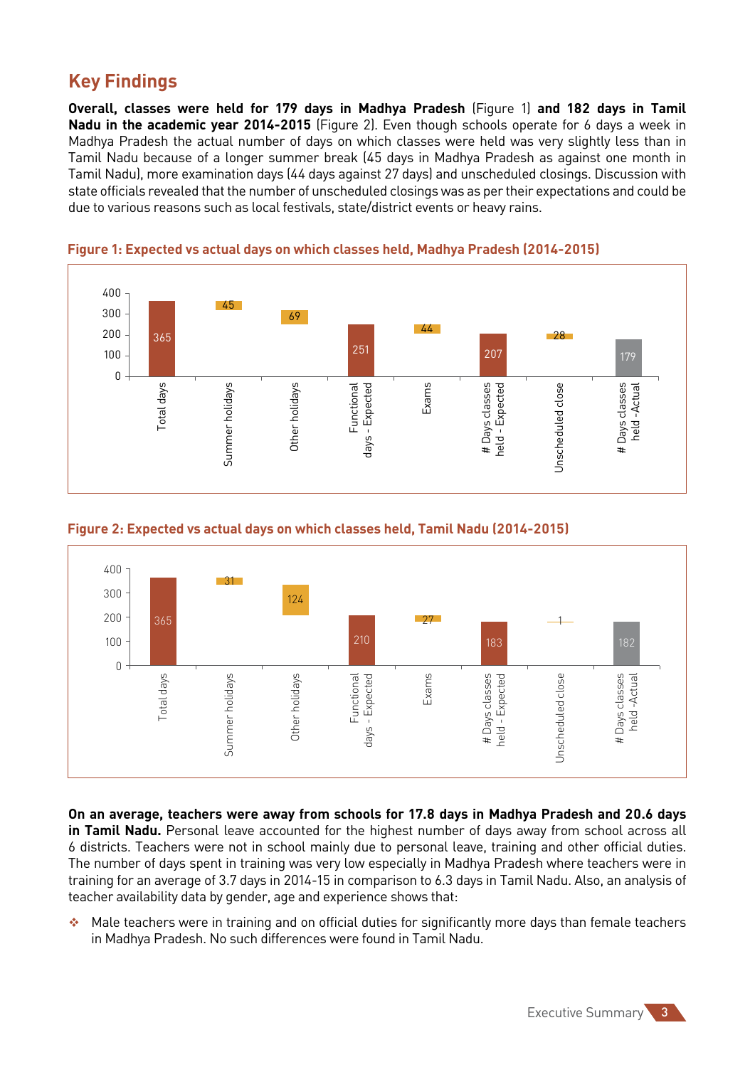## Key Findings

**Overall, classes were held for 179 days in Madhya Pradesh** (Figure 1) **and 182 days in Tamil Nadu in the academic year 2014-2015** (Figure 2). Even though schools operate for 6 days a week in Madhya Pradesh the actual number of days on which classes were held was very slightly less than in Tamil Nadu because of a longer summer break (45 days in Madhya Pradesh as against one month in Tamil Nadu), more examination days (44 days against 27 days) and unscheduled closings. Discussion with state officials revealed that the number of unscheduled closings was as per their expectations and could be due to various reasons such as local festivals, state/district events or heavy rains.

**Figure 1: Expected vs actual days on which classes held, Madhya Pradesh (2014-2015)**

400
300
200
100
0

365
45
69
251
44
207
28
179

Total days
Summer holidays
Other holidays
Functional days - Expected
Exams
# Days classes held - Expected
Unscheduled close
# Days classes held -Actual

**Figure 2: Expected vs actual days on which classes held, Tamil Nadu (2014-2015)**

400
300
200
100
0

365
31
124
210
27
183
1
182

Total days
Summer holidays
Other holidays
Functional days - Expected
Exams
# Days classes held - Expected
Unscheduled close
# Days classes held -Actual

**On an average, teachers were away from schools for 17.8 days in Madhya Pradesh and 20.6 days in Tamil Nadu.** Personal leave accounted for the highest number of days away from school across all 6 districts. Teachers were not in school mainly due to personal leave, training and other official duties. The number of days spent in training was very low especially in Madhya Pradesh where teachers were in training for an average of 3.7 days in 2014-15 in comparison to 6.3 days in Tamil Nadu. Also, an analysis of teacher availability data by gender, age and experience shows that:

- Male teachers were in training and on official duties for significantly more days than female teachers in Madhya Pradesh. No such differences were found in Tamil Nadu.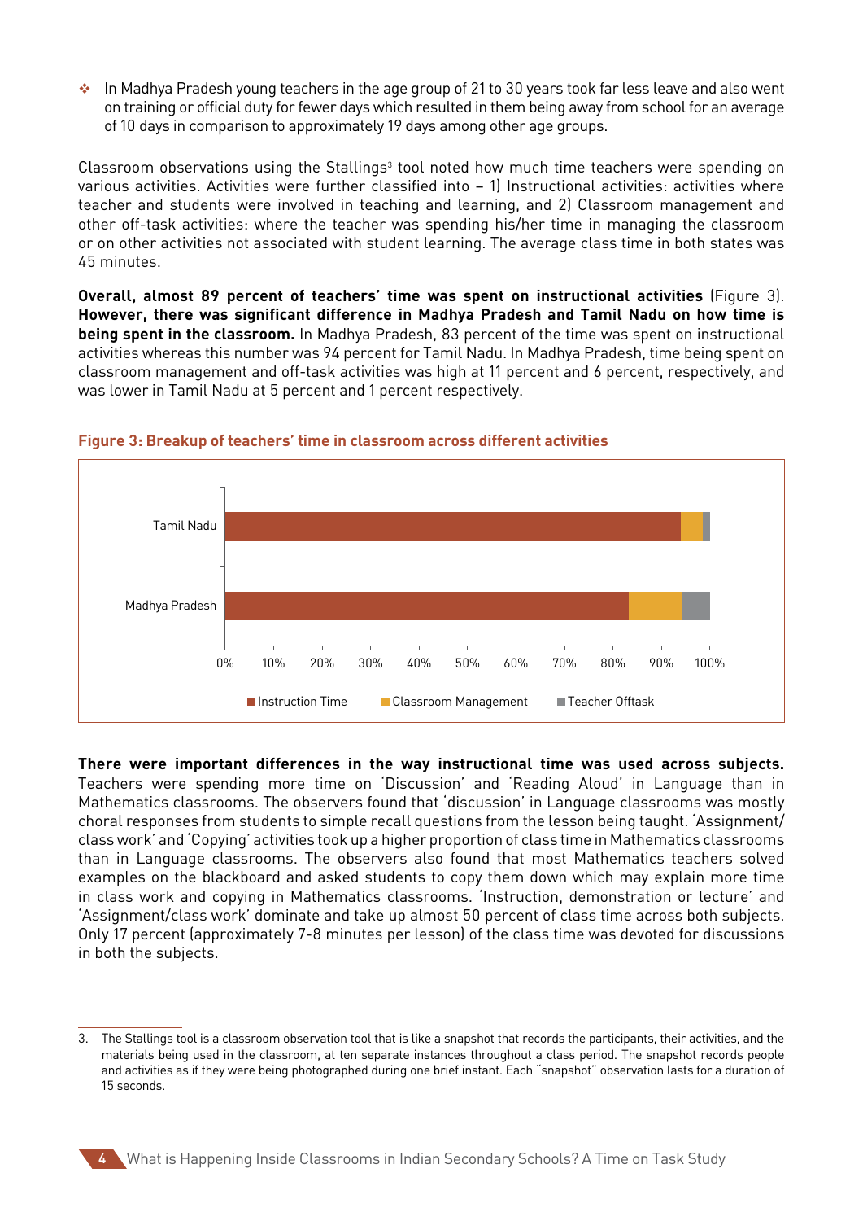- In Madhya Pradesh young teachers in the age group of 21 to 30 years took far less leave and also went on training or official duty for fewer days which resulted in them being away from school for an average of 10 days in comparison to approximately 19 days among other age groups.

Classroom observations using the Stallings[3] tool noted how much time teachers were spending on various activities. Activities were further classified into – 1) Instructional activities: activities where teacher and students were involved in teaching and learning, and 2) Classroom management and other off-task activities: where the teacher was spending his/her time in managing the classroom or on other activities not associated with student learning. The average class time in both states was 45 minutes.

**Overall, almost 89 percent of teachers' time was spent on instructional activities** (Figure 3). **However, there was significant difference in Madhya Pradesh and Tamil Nadu on how time is being spent in the classroom.** In Madhya Pradesh, 83 percent of the time was spent on instructional activities whereas this number was 94 percent for Tamil Nadu. In Madhya Pradesh, time being spent on classroom management and off-task activities was high at 11 percent and 6 percent, respectively, and was lower in Tamil Nadu at 5 percent and 1 percent respectively.

**Figure 3: Breakup of teachers' time in classroom across different activities**

Tamil Nadu
Madhya Pradesh
0% 10% 20% 30% 40% 50% 60% 70% 80% 90% 100%
Instruction Time · Classroom Management · Teacher Offtask

**There were important differences in the way instructional time was used across subjects.** Teachers were spending more time on 'Discussion' and 'Reading Aloud' in Language than in Mathematics classrooms. The observers found that 'discussion' in Language classrooms was mostly choral responses from students to simple recall questions from the lesson being taught. 'Assignment/class work' and 'Copying' activities took up a higher proportion of class time in Mathematics classrooms than in Language classrooms. The observers also found that most Mathematics teachers solved examples on the blackboard and asked students to copy them down which may explain more time in class work and copying in Mathematics classrooms. 'Instruction, demonstration or lecture' and 'Assignment/class work' dominate and take up almost 50 percent of class time across both subjects. Only 17 percent (approximately 7-8 minutes per lesson) of the class time was devoted for discussions in both the subjects.

---

3. The Stallings tool is a classroom observation tool that is like a snapshot that records the participants, their activities, and the materials being used in the classroom, at ten separate instances throughout a class period. The snapshot records people and activities as if they were being photographed during one brief instant. Each "snapshot" observation lasts for a duration of 15 seconds.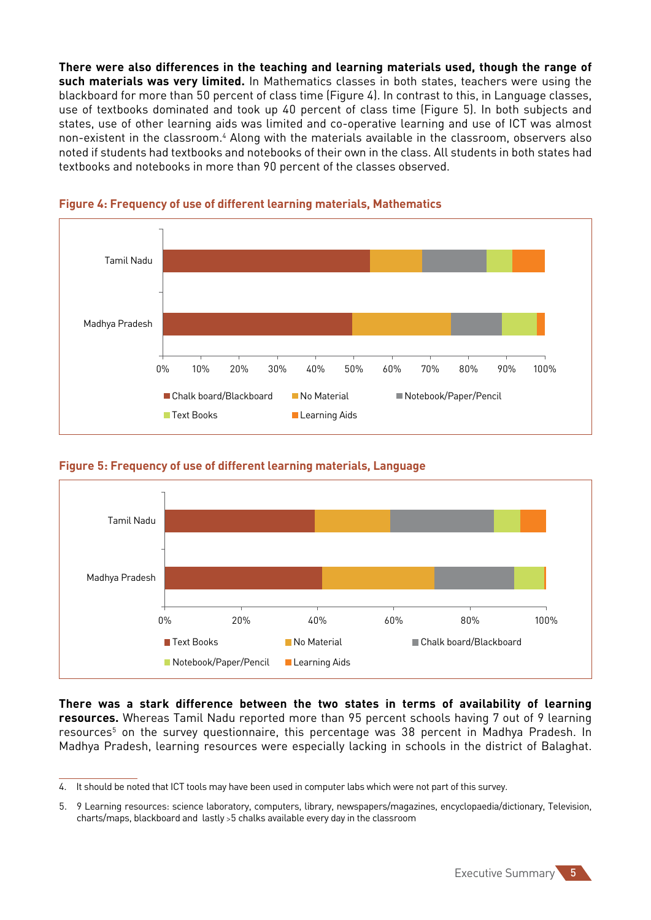**There were also differences in the teaching and learning materials used, though the range of such materials was very limited.** In Mathematics classes in both states, teachers were using the blackboard for more than 50 percent of class time (Figure 4). In contrast to this, in Language classes, use of textbooks dominated and took up 40 percent of class time (Figure 5). In both subjects and states, use of other learning aids was limited and co-operative learning and use of ICT was almost non-existent in the classroom.[4] Along with the materials available in the classroom, observers also noted if students had textbooks and notebooks of their own in the class. All students in both states had textbooks and notebooks in more than 90 percent of the classes observed.

**Figure 4: Frequency of use of different learning materials, Mathematics**

Tamil Nadu

Madhya Pradesh

0% 10% 20% 30% 40% 50% 60% 70% 80% 90% 100%

Chalk board/Blackboard, No Material, Notebook/Paper/Pencil, Text Books, Learning Aids

**Figure 5: Frequency of use of different learning materials, Language**

Tamil Nadu

Madhya Pradesh

0% 20% 40% 60% 80% 100%

Text Books, No Material, Chalk board/Blackboard, Notebook/Paper/Pencil, Learning Aids

**There was a stark difference between the two states in terms of availability of learning resources.** Whereas Tamil Nadu reported more than 95 percent schools having 7 out of 9 learning resources[5] on the survey questionnaire, this percentage was 38 percent in Madhya Pradesh. In Madhya Pradesh, learning resources were especially lacking in schools in the district of Balaghat.

---

4. It should be noted that ICT tools may have been used in computer labs which were not part of this survey.

5. 9 Learning resources: science laboratory, computers, library, newspapers/magazines, encyclopaedia/dictionary, Television, charts/maps, blackboard and lastly >5 chalks available every day in the classroom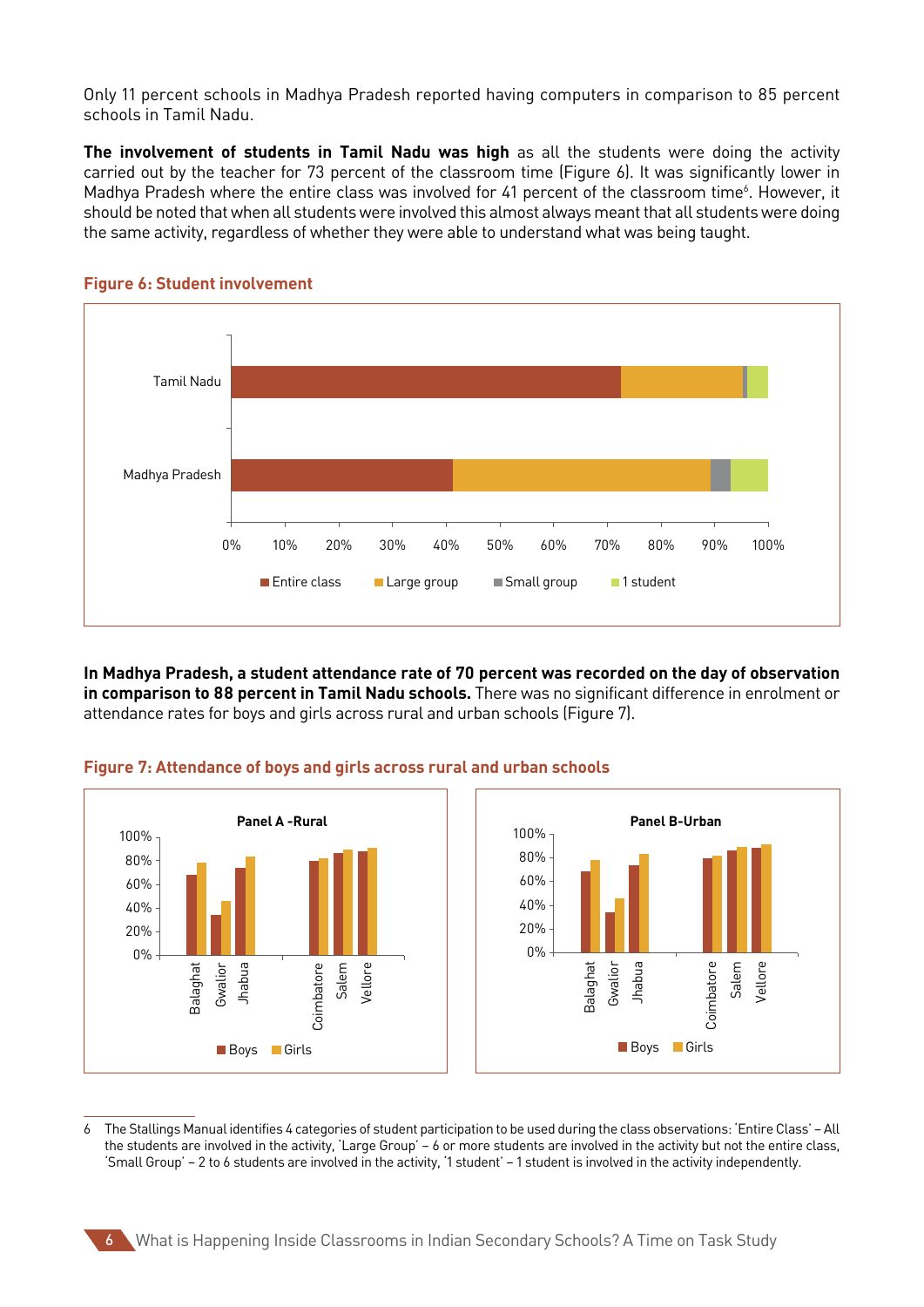Only 11 percent schools in Madhya Pradesh reported having computers in comparison to 85 percent schools in Tamil Nadu.

**The involvement of students in Tamil Nadu was high** as all the students were doing the activity carried out by the teacher for 73 percent of the classroom time (Figure 6). It was significantly lower in Madhya Pradesh where the entire class was involved for 41 percent of the classroom time[6]. However, it should be noted that when all students were involved this almost always meant that all students were doing the same activity, regardless of whether they were able to understand what was being taught.

**Figure 6: Student involvement**

Tamil Nadu
Madhya Pradesh
0% 10% 20% 30% 40% 50% 60% 70% 80% 90% 100%
Entire class | Large group | Small group | 1 student

**In Madhya Pradesh, a student attendance rate of 70 percent was recorded on the day of observation in comparison to 88 percent in Tamil Nadu schools.** There was no significant difference in enrolment or attendance rates for boys and girls across rural and urban schools (Figure 7).

**Figure 7: Attendance of boys and girls across rural and urban schools**

Panel A -Rural
100% 80% 60% 40% 20% 0%
Balaghat Gwalior Jhabua Coimbatore Salem Vellore
Boys Girls

Panel B-Urban
100% 80% 60% 40% 20% 0%
Balaghat Gwalior Jhabua Coimbatore Salem Vellore
Boys Girls

---

6 The Stallings Manual identifies 4 categories of student participation to be used during the class observations: 'Entire Class' – All the students are involved in the activity, 'Large Group' – 6 or more students are involved in the activity but not the entire class, 'Small Group' – 2 to 6 students are involved in the activity, '1 student' – 1 student is involved in the activity independently.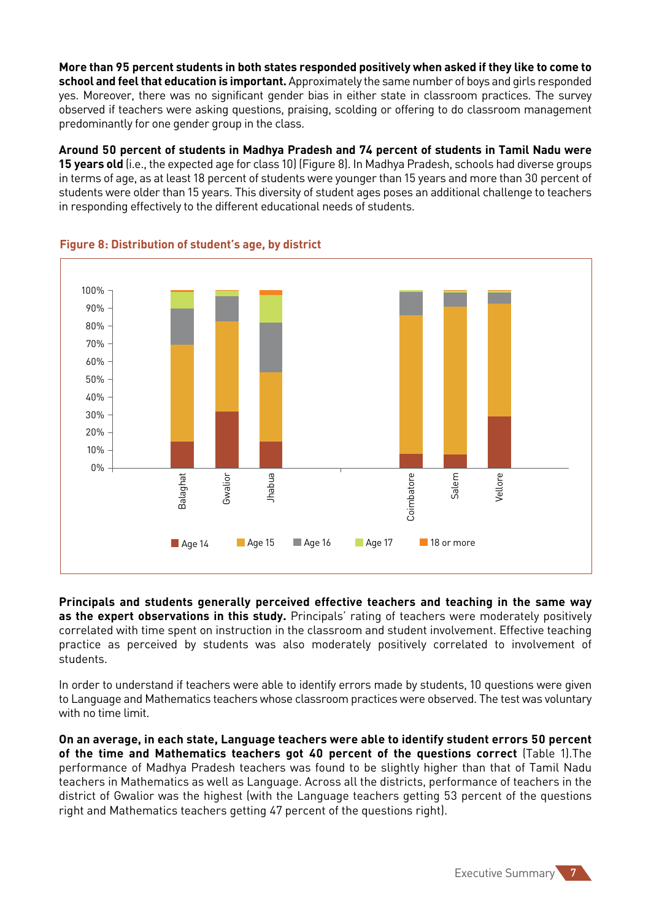**More than 95 percent students in both states responded positively when asked if they like to come to school and feel that education is important.** Approximately the same number of boys and girls responded yes. Moreover, there was no significant gender bias in either state in classroom practices. The survey observed if teachers were asking questions, praising, scolding or offering to do classroom management predominantly for one gender group in the class.

**Around 50 percent of students in Madhya Pradesh and 74 percent of students in Tamil Nadu were 15 years old** (i.e., the expected age for class 10) (Figure 8). In Madhya Pradesh, schools had diverse groups in terms of age, as at least 18 percent of students were younger than 15 years and more than 30 percent of students were older than 15 years. This diversity of student ages poses an additional challenge to teachers in responding effectively to the different educational needs of students.

**Figure 8: Distribution of student's age, by district**

100%
90%
80%
70%
60%
50%
40%
30%
20%
10%
0%

Balaghat
Gwalior
Jhabua
Coimbatore
Salem
Vellore

Age 14
Age 15
Age 16
Age 17
18 or more

**Principals and students generally perceived effective teachers and teaching in the same way as the expert observations in this study.** Principals' rating of teachers were moderately positively correlated with time spent on instruction in the classroom and student involvement. Effective teaching practice as perceived by students was also moderately positively correlated to involvement of students.

In order to understand if teachers were able to identify errors made by students, 10 questions were given to Language and Mathematics teachers whose classroom practices were observed. The test was voluntary with no time limit.

**On an average, in each state, Language teachers were able to identify student errors 50 percent of the time and Mathematics teachers got 40 percent of the questions correct** (Table 1).The performance of Madhya Pradesh teachers was found to be slightly higher than that of Tamil Nadu teachers in Mathematics as well as Language. Across all the districts, performance of teachers in the district of Gwalior was the highest (with the Language teachers getting 53 percent of the questions right and Mathematics teachers getting 47 percent of the questions right).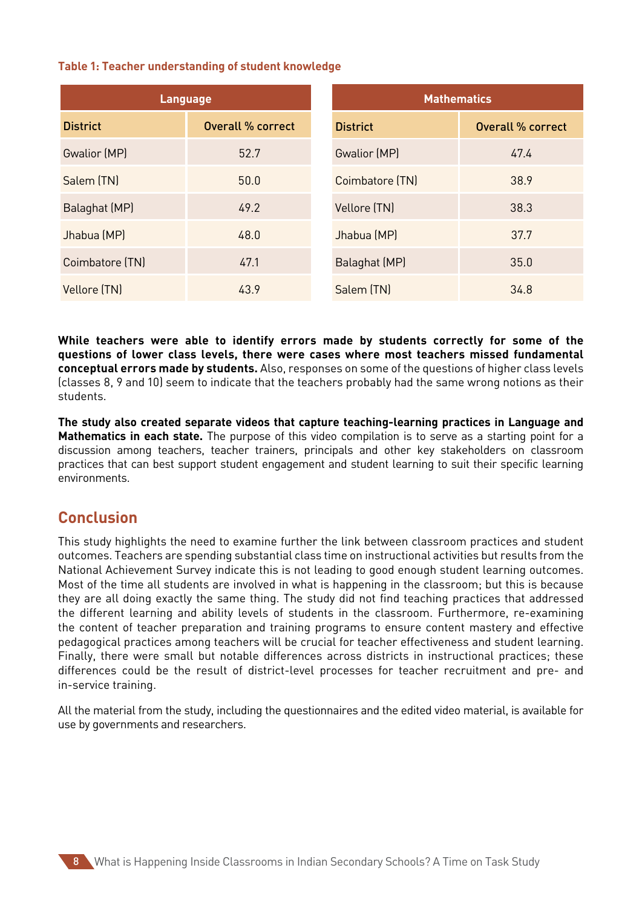**Table 1: Teacher understanding of student knowledge**

| Language | | Mathematics | |
|---|---|---|---|
| District | Overall % correct | District | Overall % correct |
| Gwalior (MP) | 52.7 | Gwalior (MP) | 47.4 |
| Salem (TN) | 50.0 | Coimbatore (TN) | 38.9 |
| Balaghat (MP) | 49.2 | Vellore (TN) | 38.3 |
| Jhabua (MP) | 48.0 | Jhabua (MP) | 37.7 |
| Coimbatore (TN) | 47.1 | Balaghat (MP) | 35.0 |
| Vellore (TN) | 43.9 | Salem (TN) | 34.8 |

**While teachers were able to identify errors made by students correctly for some of the questions of lower class levels, there were cases where most teachers missed fundamental conceptual errors made by students.** Also, responses on some of the questions of higher class levels (classes 8, 9 and 10) seem to indicate that the teachers probably had the same wrong notions as their students.

**The study also created separate videos that capture teaching-learning practices in Language and Mathematics in each state.** The purpose of this video compilation is to serve as a starting point for a discussion among teachers, teacher trainers, principals and other key stakeholders on classroom practices that can best support student engagement and student learning to suit their specific learning environments.

## Conclusion

This study highlights the need to examine further the link between classroom practices and student outcomes. Teachers are spending substantial class time on instructional activities but results from the National Achievement Survey indicate this is not leading to good enough student learning outcomes. Most of the time all students are involved in what is happening in the classroom; but this is because they are all doing exactly the same thing. The study did not find teaching practices that addressed the different learning and ability levels of students in the classroom. Furthermore, re-examining the content of teacher preparation and training programs to ensure content mastery and effective pedagogical practices among teachers will be crucial for teacher effectiveness and student learning. Finally, there were small but notable differences across districts in instructional practices; these differences could be the result of district-level processes for teacher recruitment and pre- and in-service training.

All the material from the study, including the questionnaires and the edited video material, is available for use by governments and researchers.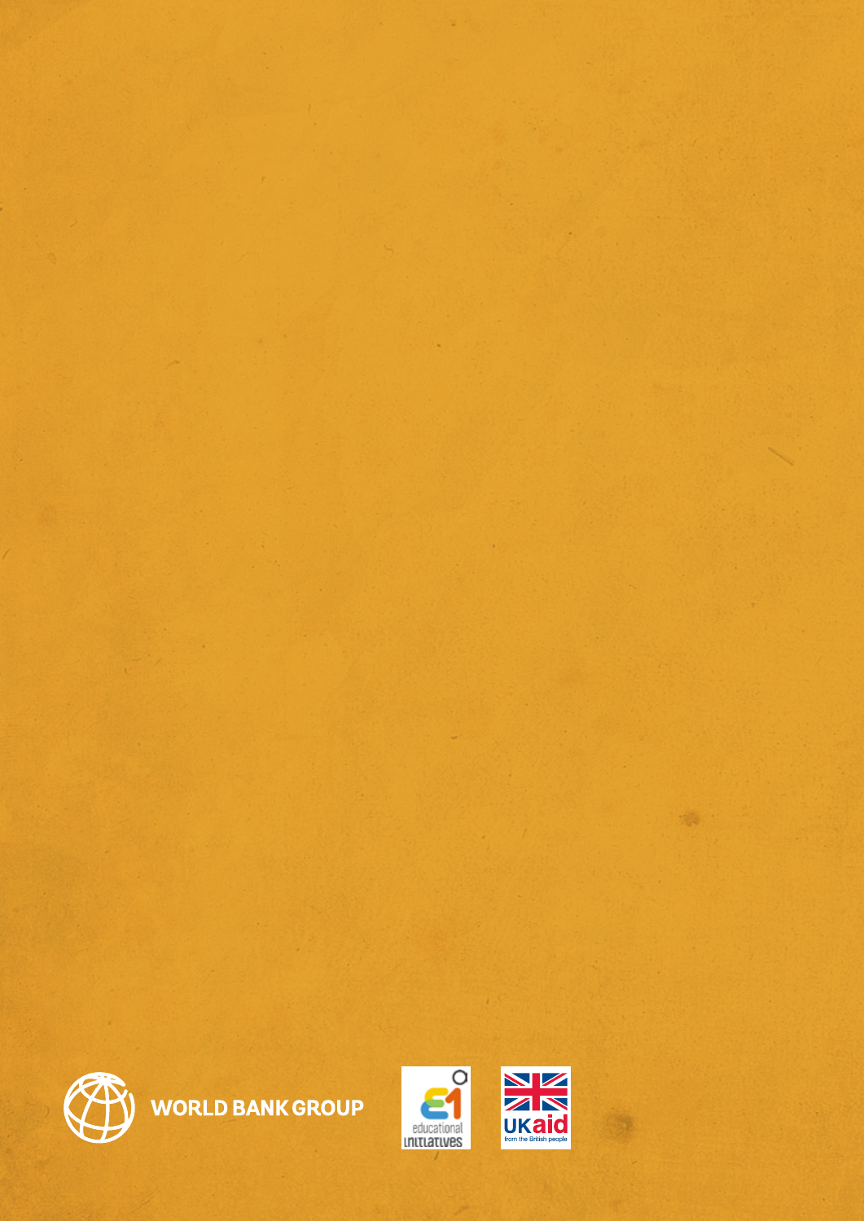WORLD BANK GROUP

educational initiatives

UKaid from the British people